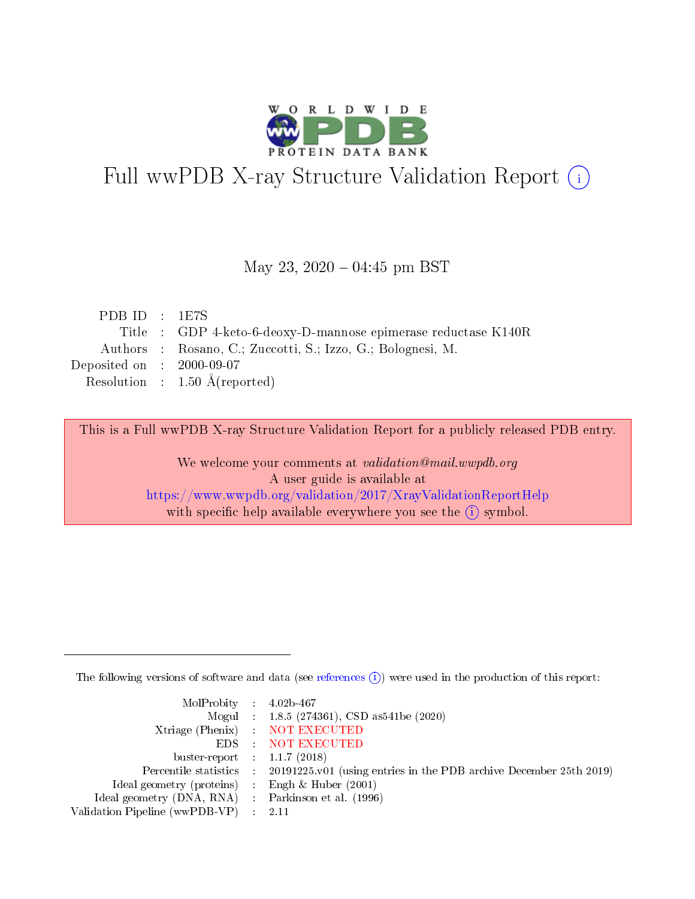# Full wwPDB X-ray Structure Validation Report (i)

May 23, 2020 – 04:45 pm BST

| | | |
|---|---|---|
| PDB ID | : | 1E7S |
| Title | : | GDP 4-keto-6-deoxy-D-mannose epimerase reductase K140R |
| Authors | : | Rosano, C.; Zuccotti, S.; Izzo, G.; Bolognesi, M. |
| Deposited on | : | 2000-09-07 |
| Resolution | : | 1.50 Å(reported) |

This is a Full wwPDB X-ray Structure Validation Report for a publicly released PDB entry.

We welcome your comments at *validation@mail.wwpdb.org*
A user guide is available at
https://www.wwpdb.org/validation/2017/XrayValidationReportHelp
with specific help available everywhere you see the (i) symbol.

The following versions of software and data (see references (i)) were used in the production of this report:

| | | |
|---|---|---|
| MolProbity | : | 4.02b-467 |
| Mogul | : | 1.8.5 (274361), CSD as541be (2020) |
| Xtriage (Phenix) | : | NOT EXECUTED |
| EDS | : | NOT EXECUTED |
| buster-report | : | 1.1.7 (2018) |
| Percentile statistics | : | 20191225.v01 (using entries in the PDB archive December 25th 2019) |
| Ideal geometry (proteins) | : | Engh & Huber (2001) |
| Ideal geometry (DNA, RNA) | : | Parkinson et al. (1996) |
| Validation Pipeline (wwPDB-VP) | : | 2.11 |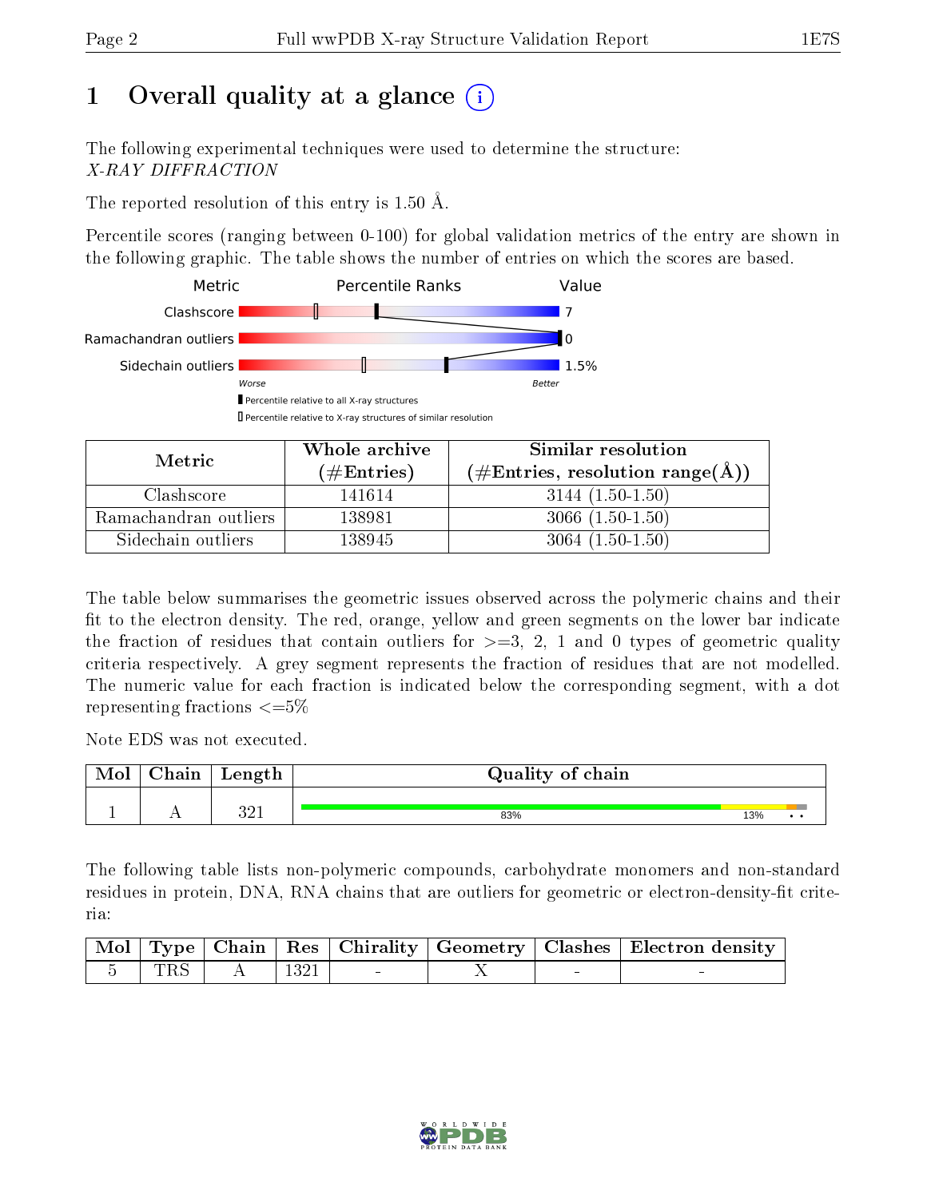# 1 Overall quality at a glance

The following experimental techniques were used to determine the structure:
*X-RAY DIFFRACTION*

The reported resolution of this entry is 1.50 Å.

Percentile scores (ranging between 0-100) for global validation metrics of the entry are shown in the following graphic. The table shows the number of entries on which the scores are based.

| Metric | Value |
|---|---|
| Clashscore | 7 |
| Ramachandran outliers | 0 |
| Sidechain outliers | 1.5% |

| Metric | Whole archive (#Entries) | Similar resolution (#Entries, resolution range(Å)) |
|---|---|---|
| Clashscore | 141614 | 3144 (1.50-1.50) |
| Ramachandran outliers | 138981 | 3066 (1.50-1.50) |
| Sidechain outliers | 138945 | 3064 (1.50-1.50) |

The table below summarises the geometric issues observed across the polymeric chains and their fit to the electron density. The red, orange, yellow and green segments on the lower bar indicate the fraction of residues that contain outliers for >=3, 2, 1 and 0 types of geometric quality criteria respectively. A grey segment represents the fraction of residues that are not modelled. The numeric value for each fraction is indicated below the corresponding segment, with a dot representing fractions <=5%

Note EDS was not executed.

| Mol | Chain | Length | Quality of chain |
|---|---|---|---|
| 1 | A | 321 | 83% / 13% / • • |

The following table lists non-polymeric compounds, carbohydrate monomers and non-standard residues in protein, DNA, RNA chains that are outliers for geometric or electron-density-fit criteria:

| Mol | Type | Chain | Res | Chirality | Geometry | Clashes | Electron density |
|---|---|---|---|---|---|---|---|
| 5 | TRS | A | 1321 | - | X | - | - |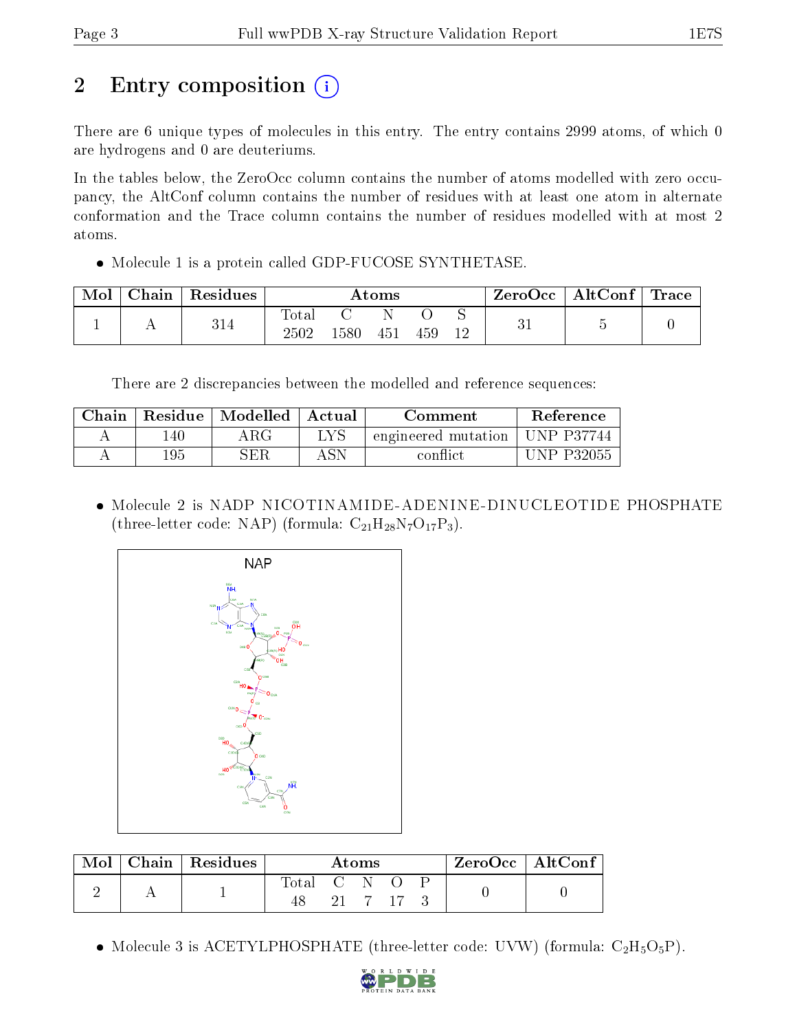# 2 Entry composition

There are 6 unique types of molecules in this entry. The entry contains 2999 atoms, of which 0 are hydrogens and 0 are deuteriums.

In the tables below, the ZeroOcc column contains the number of atoms modelled with zero occupancy, the AltConf column contains the number of residues with at least one atom in alternate conformation and the Trace column contains the number of residues modelled with at most 2 atoms.

- Molecule 1 is a protein called GDP-FUCOSE SYNTHETASE.

| Mol | Chain | Residues | Atoms | | | | | ZeroOcc | AltConf | Trace |
|---|---|---|---|---|---|---|---|---|---|---|
| 1 | A | 314 | Total | C | N | O | S | 31 | 5 | 0 |
| | | | 2502 | 1580 | 451 | 459 | 12 | | | |

There are 2 discrepancies between the modelled and reference sequences:

| Chain | Residue | Modelled | Actual | Comment | Reference |
|---|---|---|---|---|---|
| A | 140 | ARG | LYS | engineered mutation | UNP P37744 |
| A | 195 | SER | ASN | conflict | UNP P32055 |

- Molecule 2 is NADP NICOTINAMIDE-ADENINE-DINUCLEOTIDE PHOSPHATE (three-letter code: NAP) (formula: $C_{21}H_{28}N_7O_{17}P_3$).

| Mol | Chain | Residues | Atoms | | | | | ZeroOcc | AltConf |
|---|---|---|---|---|---|---|---|---|---|
| 2 | A | 1 | Total | C | N | O | P | 0 | 0 |
| | | | 48 | 21 | 7 | 17 | 3 | | |

- Molecule 3 is ACETYLPHOSPHATE (three-letter code: UVW) (formula: $C_2H_5O_5P$).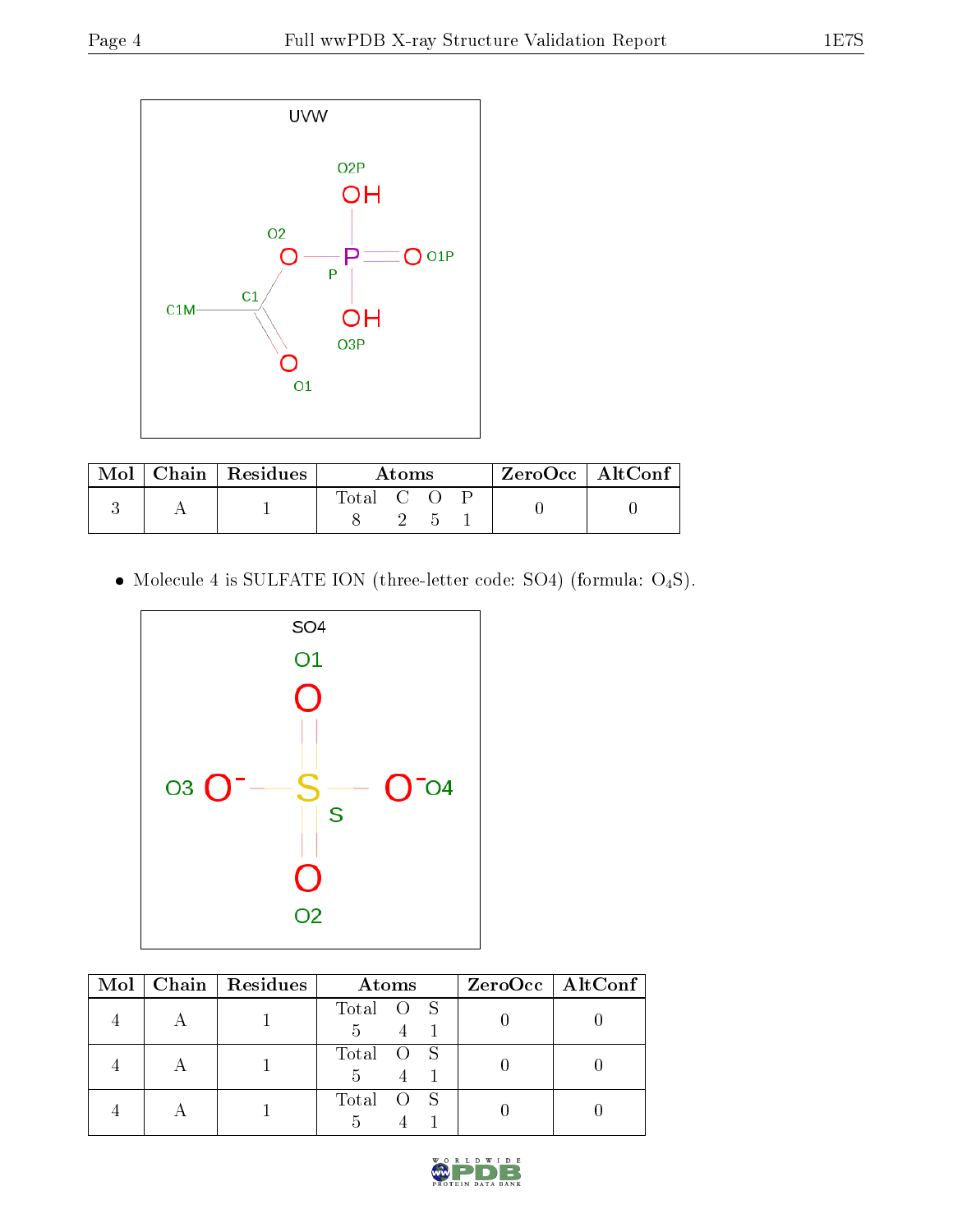| Mol | Chain | Residues | Atoms | | | | ZeroOcc | AltConf |
|---|---|---|---|---|---|---|---|---|
| | | | Total | C | O | P | | |
| 3 | A | 1 | 8 | 2 | 5 | 1 | 0 | 0 |

- Molecule 4 is SULFATE ION (three-letter code: SO4) (formula: $O_4S$).

| Mol | Chain | Residues | Atoms | | | ZeroOcc | AltConf |
|---|---|---|---|---|---|---|---|
| | | | Total | O | S | | |
| 4 | A | 1 | 5 | 4 | 1 | 0 | 0 |
| 4 | A | 1 | 5 | 4 | 1 | 0 | 0 |
| 4 | A | 1 | 5 | 4 | 1 | 0 | 0 |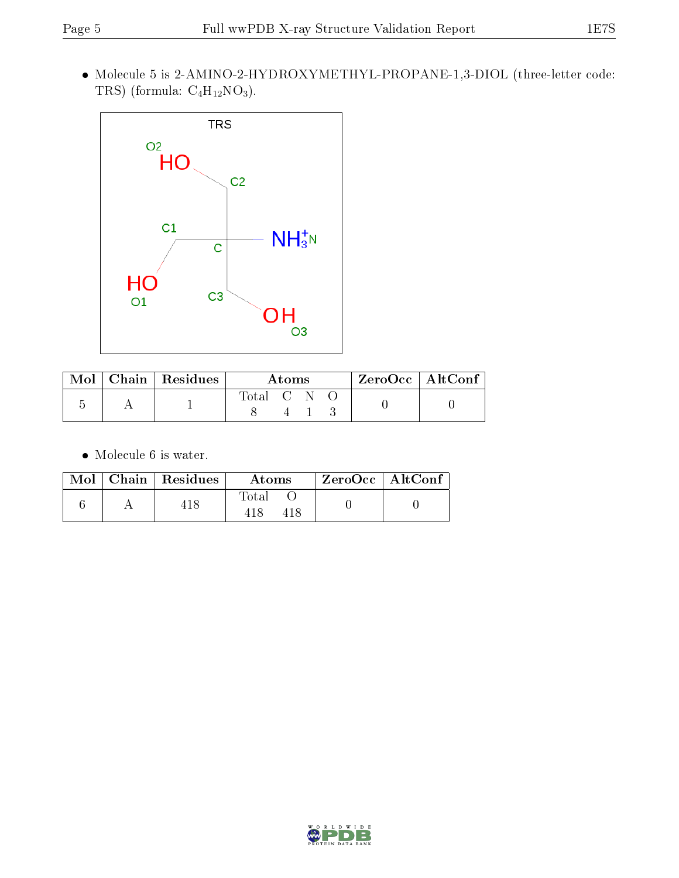- Molecule 5 is 2-AMINO-2-HYDROXYMETHYL-PROPANE-1,3-DIOL (three-letter code: TRS) (formula: $C_4H_{12}NO_3$).

| Mol | Chain | Residues | Atoms | | | | ZeroOcc | AltConf |
|---|---|---|---|---|---|---|---|---|
| | | | Total | C | N | O | | |
| 5 | A | 1 | 8 | 4 | 1 | 3 | 0 | 0 |

- Molecule 6 is water.

| Mol | Chain | Residues | Atoms | | ZeroOcc | AltConf |
|---|---|---|---|---|---|---|
| | | | Total | O | | |
| 6 | A | 418 | 418 | 418 | 0 | 0 |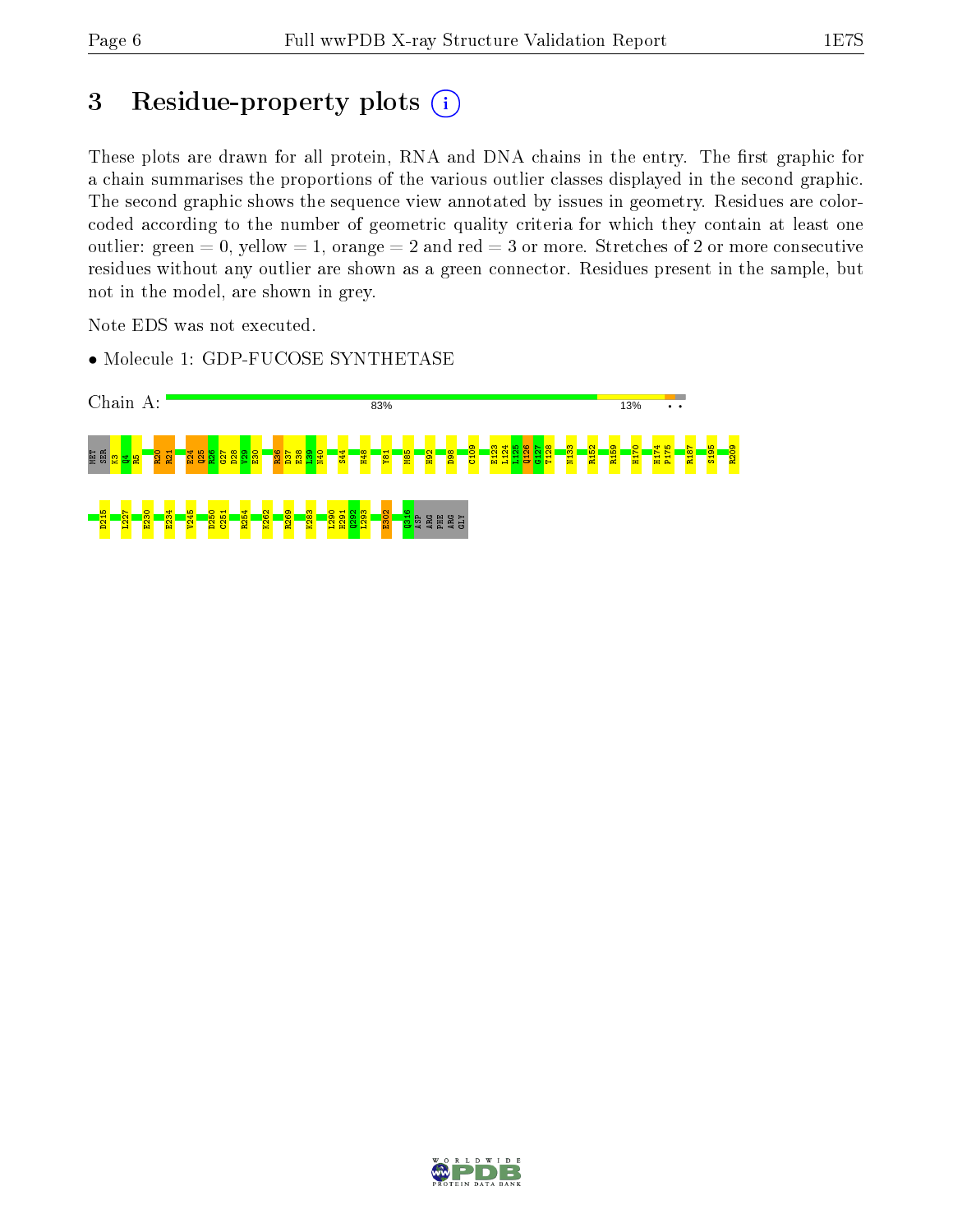# 3 Residue-property plots

These plots are drawn for all protein, RNA and DNA chains in the entry. The first graphic for a chain summarises the proportions of the various outlier classes displayed in the second graphic. The second graphic shows the sequence view annotated by issues in geometry. Residues are color-coded according to the number of geometric quality criteria for which they contain at least one outlier: green = 0, yellow = 1, orange = 2 and red = 3 or more. Stretches of 2 or more consecutive residues without any outlier are shown as a green connector. Residues present in the sample, but not in the model, are shown in grey.

Note EDS was not executed.

- Molecule 1: GDP-FUCOSE SYNTHETASE

Chain A: 83% 13% • •

MET SER K3 Q4 R5 R20 R21 E24 Q25 R26 G27 D28 V29 E30 R36 D37 E38 L39 N40 S44 H48 Y81 M85 H92 D98 C109 E123 L124 L125 Q126 G127 T128 N133 R152 R159 H170 H174 P175 R187 S195 R209 D215 L227 E230 E234 V245 D250 C251 R254 K262 R269 K283 L290 H291 Q292 L293 E302 Q316 ASP ARG PHE ARG GLY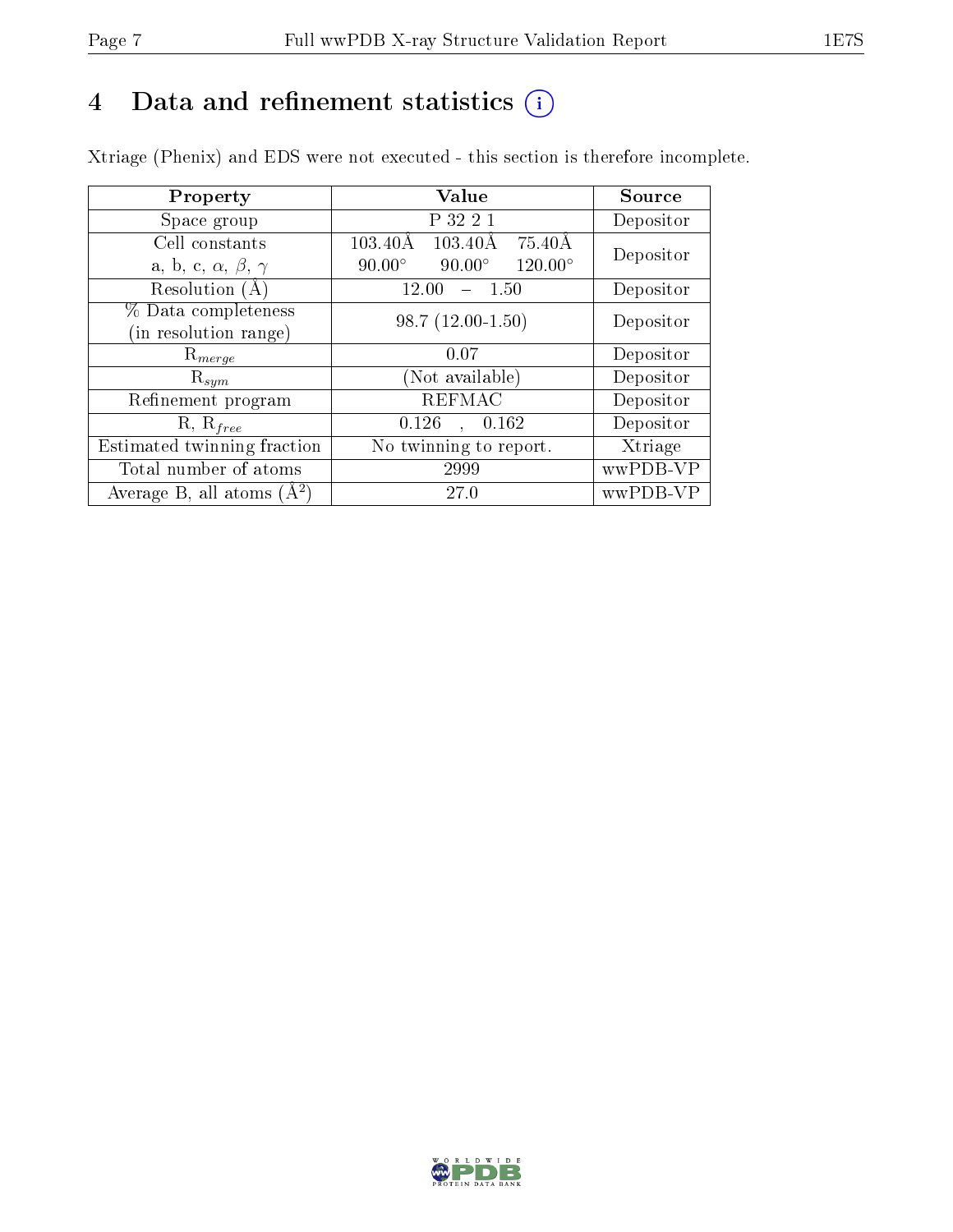# 4 Data and refinement statistics

Xtriage (Phenix) and EDS were not executed - this section is therefore incomplete.

| Property | Value | Source |
|---|---|---|
| Space group | P 32 2 1 | Depositor |
| Cell constants<br>a, b, c, $\alpha$, $\beta$, $\gamma$ | 103.40Å 103.40Å 75.40Å<br>90.00° 90.00° 120.00° | Depositor |
| Resolution (Å) | 12.00 – 1.50 | Depositor |
| % Data completeness<br>(in resolution range) | 98.7 (12.00-1.50) | Depositor |
| $R_{merge}$ | 0.07 | Depositor |
| $R_{sym}$ | (Not available) | Depositor |
| Refinement program | REFMAC | Depositor |
| R, $R_{free}$ | 0.126 , 0.162 | Depositor |
| Estimated twinning fraction | No twinning to report. | Xtriage |
| Total number of atoms | 2999 | wwPDB-VP |
| Average B, all atoms (Å$^2$) | 27.0 | wwPDB-VP |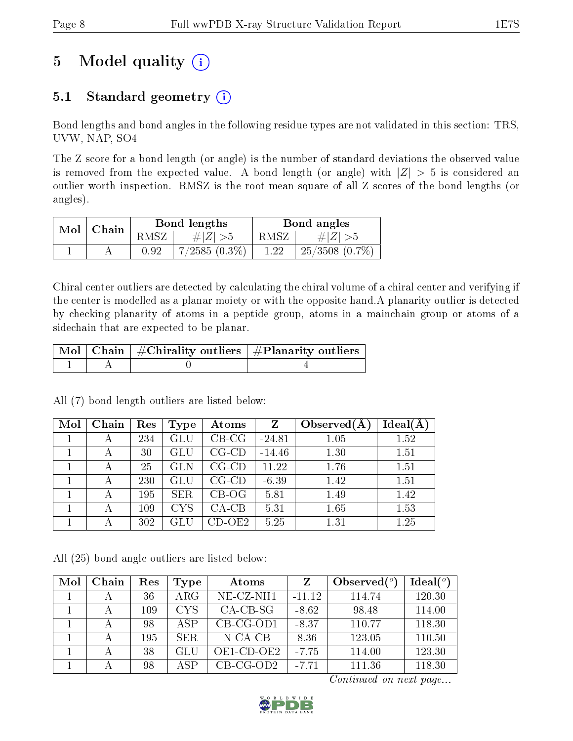# 5 Model quality

## 5.1 Standard geometry

Bond lengths and bond angles in the following residue types are not validated in this section: TRS, UVW, NAP, SO4

The Z score for a bond length (or angle) is the number of standard deviations the observed value is removed from the expected value. A bond length (or angle) with $|Z| > 5$ is considered an outlier worth inspection. RMSZ is the root-mean-square of all Z scores of the bond lengths (or angles).

| Mol | Chain | Bond lengths | | Bond angles | |
|---|---|---|---|---|---|
| | | RMSZ | $\#\|Z\| > 5$ | RMSZ | $\#\|Z\| > 5$ |
| 1 | A | 0.92 | 7/2585 (0.3%) | 1.22 | 25/3508 (0.7%) |

Chiral center outliers are detected by calculating the chiral volume of a chiral center and verifying if the center is modelled as a planar moiety or with the opposite hand.A planarity outlier is detected by checking planarity of atoms in a peptide group, atoms in a mainchain group or atoms of a sidechain that are expected to be planar.

| Mol | Chain | #Chirality outliers | #Planarity outliers |
|---|---|---|---|
| 1 | A | 0 | 4 |

All (7) bond length outliers are listed below:

| Mol | Chain | Res | Type | Atoms | Z | Observed(Å) | Ideal(Å) |
|---|---|---|---|---|---|---|---|
| 1 | A | 234 | GLU | CB-CG | -24.81 | 1.05 | 1.52 |
| 1 | A | 30 | GLU | CG-CD | -14.46 | 1.30 | 1.51 |
| 1 | A | 25 | GLN | CG-CD | 11.22 | 1.76 | 1.51 |
| 1 | A | 230 | GLU | CG-CD | -6.39 | 1.42 | 1.51 |
| 1 | A | 195 | SER | CB-OG | 5.81 | 1.49 | 1.42 |
| 1 | A | 109 | CYS | CA-CB | 5.31 | 1.65 | 1.53 |
| 1 | A | 302 | GLU | CD-OE2 | 5.25 | 1.31 | 1.25 |

All (25) bond angle outliers are listed below:

| Mol | Chain | Res | Type | Atoms | Z | Observed($^o$) | Ideal($^o$) |
|---|---|---|---|---|---|---|---|
| 1 | A | 36 | ARG | NE-CZ-NH1 | -11.12 | 114.74 | 120.30 |
| 1 | A | 109 | CYS | CA-CB-SG | -8.62 | 98.48 | 114.00 |
| 1 | A | 98 | ASP | CB-CG-OD1 | -8.37 | 110.77 | 118.30 |
| 1 | A | 195 | SER | N-CA-CB | 8.36 | 123.05 | 110.50 |
| 1 | A | 38 | GLU | OE1-CD-OE2 | -7.75 | 114.00 | 123.30 |
| 1 | A | 98 | ASP | CB-CG-OD2 | -7.71 | 111.36 | 118.30 |

*Continued on next page...*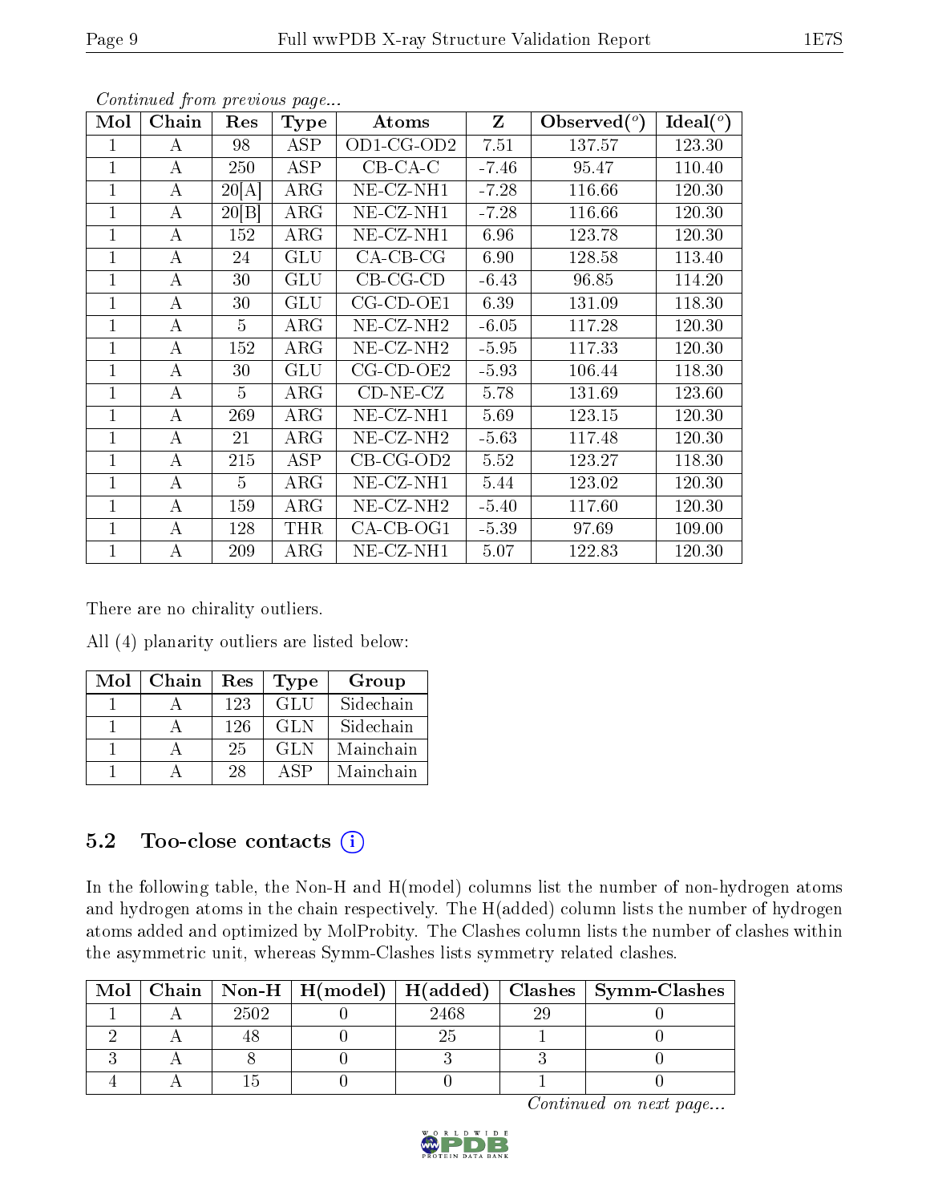*Continued from previous page...*

| Mol | Chain | Res | Type | Atoms | Z | Observed(°) | Ideal(°) |
|---|---|---|---|---|---|---|---|
| 1 | A | 98 | ASP | OD1-CG-OD2 | 7.51 | 137.57 | 123.30 |
| 1 | A | 250 | ASP | CB-CA-C | -7.46 | 95.47 | 110.40 |
| 1 | A | 20[A] | ARG | NE-CZ-NH1 | -7.28 | 116.66 | 120.30 |
| 1 | A | 20[B] | ARG | NE-CZ-NH1 | -7.28 | 116.66 | 120.30 |
| 1 | A | 152 | ARG | NE-CZ-NH1 | 6.96 | 123.78 | 120.30 |
| 1 | A | 24 | GLU | CA-CB-CG | 6.90 | 128.58 | 113.40 |
| 1 | A | 30 | GLU | CB-CG-CD | -6.43 | 96.85 | 114.20 |
| 1 | A | 30 | GLU | CG-CD-OE1 | 6.39 | 131.09 | 118.30 |
| 1 | A | 5 | ARG | NE-CZ-NH2 | -6.05 | 117.28 | 120.30 |
| 1 | A | 152 | ARG | NE-CZ-NH2 | -5.95 | 117.33 | 120.30 |
| 1 | A | 30 | GLU | CG-CD-OE2 | -5.93 | 106.44 | 118.30 |
| 1 | A | 5 | ARG | CD-NE-CZ | 5.78 | 131.69 | 123.60 |
| 1 | A | 269 | ARG | NE-CZ-NH1 | 5.69 | 123.15 | 120.30 |
| 1 | A | 21 | ARG | NE-CZ-NH2 | -5.63 | 117.48 | 120.30 |
| 1 | A | 215 | ASP | CB-CG-OD2 | 5.52 | 123.27 | 118.30 |
| 1 | A | 5 | ARG | NE-CZ-NH1 | 5.44 | 123.02 | 120.30 |
| 1 | A | 159 | ARG | NE-CZ-NH2 | -5.40 | 117.60 | 120.30 |
| 1 | A | 128 | THR | CA-CB-OG1 | -5.39 | 97.69 | 109.00 |
| 1 | A | 209 | ARG | NE-CZ-NH1 | 5.07 | 122.83 | 120.30 |

There are no chirality outliers.

All (4) planarity outliers are listed below:

| Mol | Chain | Res | Type | Group |
|---|---|---|---|---|
| 1 | A | 123 | GLU | Sidechain |
| 1 | A | 126 | GLN | Sidechain |
| 1 | A | 25 | GLN | Mainchain |
| 1 | A | 28 | ASP | Mainchain |

## 5.2 Too-close contacts

In the following table, the Non-H and H(model) columns list the number of non-hydrogen atoms and hydrogen atoms in the chain respectively. The H(added) column lists the number of hydrogen atoms added and optimized by MolProbity. The Clashes column lists the number of clashes within the asymmetric unit, whereas Symm-Clashes lists symmetry related clashes.

| Mol | Chain | Non-H | H(model) | H(added) | Clashes | Symm-Clashes |
|---|---|---|---|---|---|---|
| 1 | A | 2502 | 0 | 2468 | 29 | 0 |
| 2 | A | 48 | 0 | 25 | 1 | 0 |
| 3 | A | 8 | 0 | 3 | 3 | 0 |
| 4 | A | 15 | 0 | 0 | 1 | 0 |

*Continued on next page...*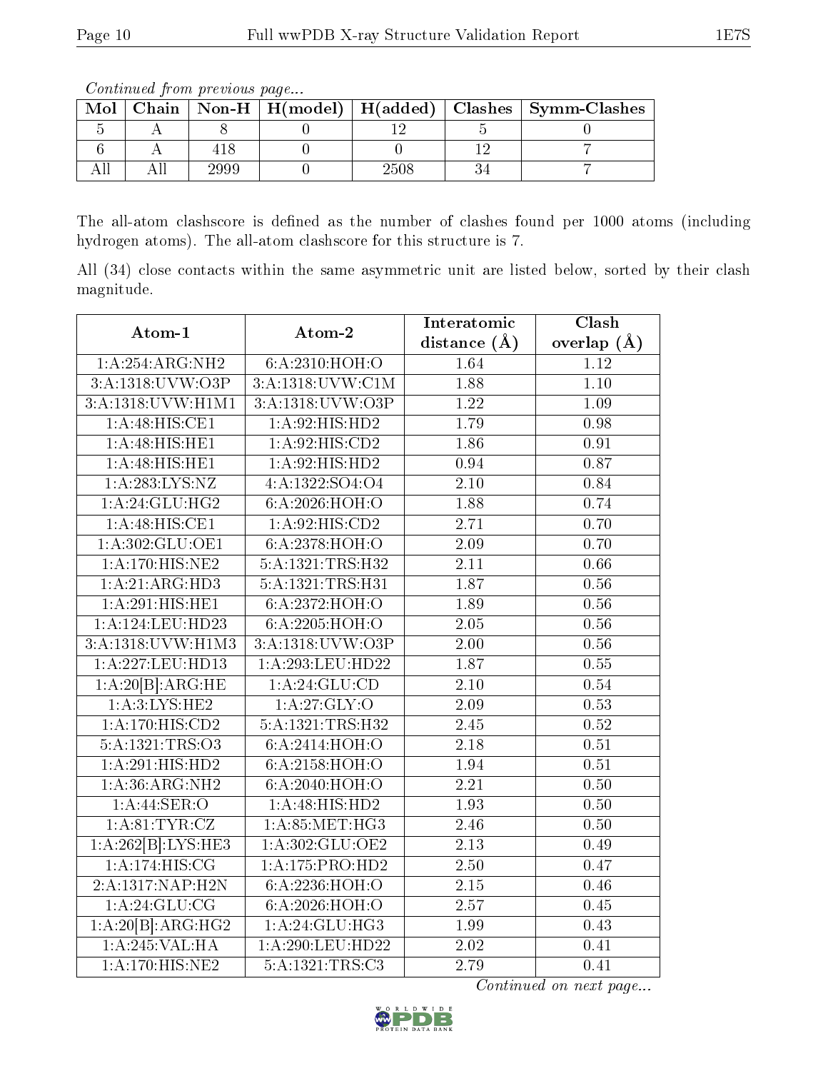*Continued from previous page...*

| Mol | Chain | Non-H | H(model) | H(added) | Clashes | Symm-Clashes |
|---|---|---|---|---|---|---|
| 5 | A | 8 | 0 | 12 | 5 | 0 |
| 6 | A | 418 | 0 | 0 | 12 | 7 |
| All | All | 2999 | 0 | 2508 | 34 | 7 |

The all-atom clashscore is defined as the number of clashes found per 1000 atoms (including hydrogen atoms). The all-atom clashscore for this structure is 7.

All (34) close contacts within the same asymmetric unit are listed below, sorted by their clash magnitude.

| Atom-1 | Atom-2 | Interatomic distance (Å) | Clash overlap (Å) |
|---|---|---|---|
| 1:A:254:ARG:NH2 | 6:A:2310:HOH:O | 1.64 | 1.12 |
| 3:A:1318:UVW:O3P | 3:A:1318:UVW:C1M | 1.88 | 1.10 |
| 3:A:1318:UVW:H1M1 | 3:A:1318:UVW:O3P | 1.22 | 1.09 |
| 1:A:48:HIS:CE1 | 1:A:92:HIS:HD2 | 1.79 | 0.98 |
| 1:A:48:HIS:HE1 | 1:A:92:HIS:CD2 | 1.86 | 0.91 |
| 1:A:48:HIS:HE1 | 1:A:92:HIS:HD2 | 0.94 | 0.87 |
| 1:A:283:LYS:NZ | 4:A:1322:SO4:O4 | 2.10 | 0.84 |
| 1:A:24:GLU:HG2 | 6:A:2026:HOH:O | 1.88 | 0.74 |
| 1:A:48:HIS:CE1 | 1:A:92:HIS:CD2 | 2.71 | 0.70 |
| 1:A:302:GLU:OE1 | 6:A:2378:HOH:O | 2.09 | 0.70 |
| 1:A:170:HIS:NE2 | 5:A:1321:TRS:H32 | 2.11 | 0.66 |
| 1:A:21:ARG:HD3 | 5:A:1321:TRS:H31 | 1.87 | 0.56 |
| 1:A:291:HIS:HE1 | 6:A:2372:HOH:O | 1.89 | 0.56 |
| 1:A:124:LEU:HD23 | 6:A:2205:HOH:O | 2.05 | 0.56 |
| 3:A:1318:UVW:H1M3 | 3:A:1318:UVW:O3P | 2.00 | 0.56 |
| 1:A:227:LEU:HD13 | 1:A:293:LEU:HD22 | 1.87 | 0.55 |
| 1:A:20[B]:ARG:HE | 1:A:24:GLU:CD | 2.10 | 0.54 |
| 1:A:3:LYS:HE2 | 1:A:27:GLY:O | 2.09 | 0.53 |
| 1:A:170:HIS:CD2 | 5:A:1321:TRS:H32 | 2.45 | 0.52 |
| 5:A:1321:TRS:O3 | 6:A:2414:HOH:O | 2.18 | 0.51 |
| 1:A:291:HIS:HD2 | 6:A:2158:HOH:O | 1.94 | 0.51 |
| 1:A:36:ARG:NH2 | 6:A:2040:HOH:O | 2.21 | 0.50 |
| 1:A:44:SER:O | 1:A:48:HIS:HD2 | 1.93 | 0.50 |
| 1:A:81:TYR:CZ | 1:A:85:MET:HG3 | 2.46 | 0.50 |
| 1:A:262[B]:LYS:HE3 | 1:A:302:GLU:OE2 | 2.13 | 0.49 |
| 1:A:174:HIS:CG | 1:A:175:PRO:HD2 | 2.50 | 0.47 |
| 2:A:1317:NAP:H2N | 6:A:2236:HOH:O | 2.15 | 0.46 |
| 1:A:24:GLU:CG | 6:A:2026:HOH:O | 2.57 | 0.45 |
| 1:A:20[B]:ARG:HG2 | 1:A:24:GLU:HG3 | 1.99 | 0.43 |
| 1:A:245:VAL:HA | 1:A:290:LEU:HD22 | 2.02 | 0.41 |
| 1:A:170:HIS:NE2 | 5:A:1321:TRS:C3 | 2.79 | 0.41 |

*Continued on next page...*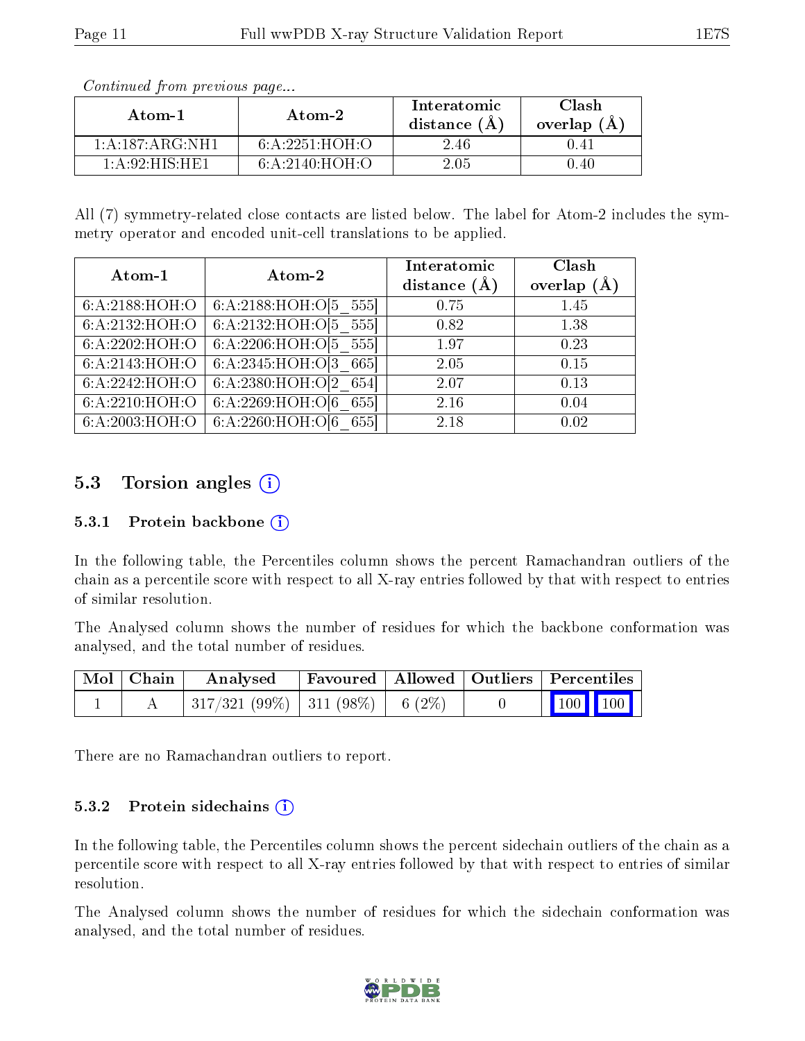*Continued from previous page...*

| Atom-1 | Atom-2 | Interatomic distance (Å) | Clash overlap (Å) |
|---|---|---|---|
| 1:A:187:ARG:NH1 | 6:A:2251:HOH:O | 2.46 | 0.41 |
| 1:A:92:HIS:HE1 | 6:A:2140:HOH:O | 2.05 | 0.40 |

All (7) symmetry-related close contacts are listed below. The label for Atom-2 includes the symmetry operator and encoded unit-cell translations to be applied.

| Atom-1 | Atom-2 | Interatomic distance (Å) | Clash overlap (Å) |
|---|---|---|---|
| 6:A:2188:HOH:O | 6:A:2188:HOH:O[5_555] | 0.75 | 1.45 |
| 6:A:2132:HOH:O | 6:A:2132:HOH:O[5_555] | 0.82 | 1.38 |
| 6:A:2202:HOH:O | 6:A:2206:HOH:O[5_555] | 1.97 | 0.23 |
| 6:A:2143:HOH:O | 6:A:2345:HOH:O[3_665] | 2.05 | 0.15 |
| 6:A:2242:HOH:O | 6:A:2380:HOH:O[2_654] | 2.07 | 0.13 |
| 6:A:2210:HOH:O | 6:A:2269:HOH:O[6_655] | 2.16 | 0.04 |
| 6:A:2003:HOH:O | 6:A:2260:HOH:O[6_655] | 2.18 | 0.02 |

## 5.3 Torsion angles

### 5.3.1 Protein backbone

In the following table, the Percentiles column shows the percent Ramachandran outliers of the chain as a percentile score with respect to all X-ray entries followed by that with respect to entries of similar resolution.

The Analysed column shows the number of residues for which the backbone conformation was analysed, and the total number of residues.

| Mol | Chain | Analysed | Favoured | Allowed | Outliers | Percentiles | |
|---|---|---|---|---|---|---|---|
| 1 | A | 317/321 (99%) | 311 (98%) | 6 (2%) | 0 | 100 | 100 |

There are no Ramachandran outliers to report.

### 5.3.2 Protein sidechains

In the following table, the Percentiles column shows the percent sidechain outliers of the chain as a percentile score with respect to all X-ray entries followed by that with respect to entries of similar resolution.

The Analysed column shows the number of residues for which the sidechain conformation was analysed, and the total number of residues.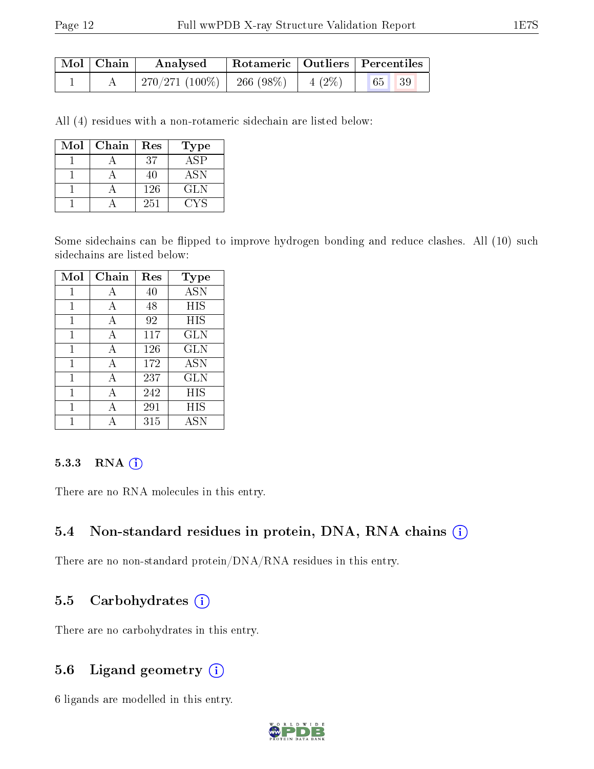| Mol | Chain | Analysed | Rotameric | Outliers | Percentiles | |
|---|---|---|---|---|---|---|
| 1 | A | 270/271 (100%) | 266 (98%) | 4 (2%) | 65 | 39 |

All (4) residues with a non-rotameric sidechain are listed below:

| Mol | Chain | Res | Type |
|---|---|---|---|
| 1 | A | 37 | ASP |
| 1 | A | 40 | ASN |
| 1 | A | 126 | GLN |
| 1 | A | 251 | CYS |

Some sidechains can be flipped to improve hydrogen bonding and reduce clashes. All (10) such sidechains are listed below:

| Mol | Chain | Res | Type |
|---|---|---|---|
| 1 | A | 40 | ASN |
| 1 | A | 48 | HIS |
| 1 | A | 92 | HIS |
| 1 | A | 117 | GLN |
| 1 | A | 126 | GLN |
| 1 | A | 172 | ASN |
| 1 | A | 237 | GLN |
| 1 | A | 242 | HIS |
| 1 | A | 291 | HIS |
| 1 | A | 315 | ASN |

#### 5.3.3 RNA

There are no RNA molecules in this entry.

### 5.4 Non-standard residues in protein, DNA, RNA chains

There are no non-standard protein/DNA/RNA residues in this entry.

### 5.5 Carbohydrates

There are no carbohydrates in this entry.

### 5.6 Ligand geometry

6 ligands are modelled in this entry.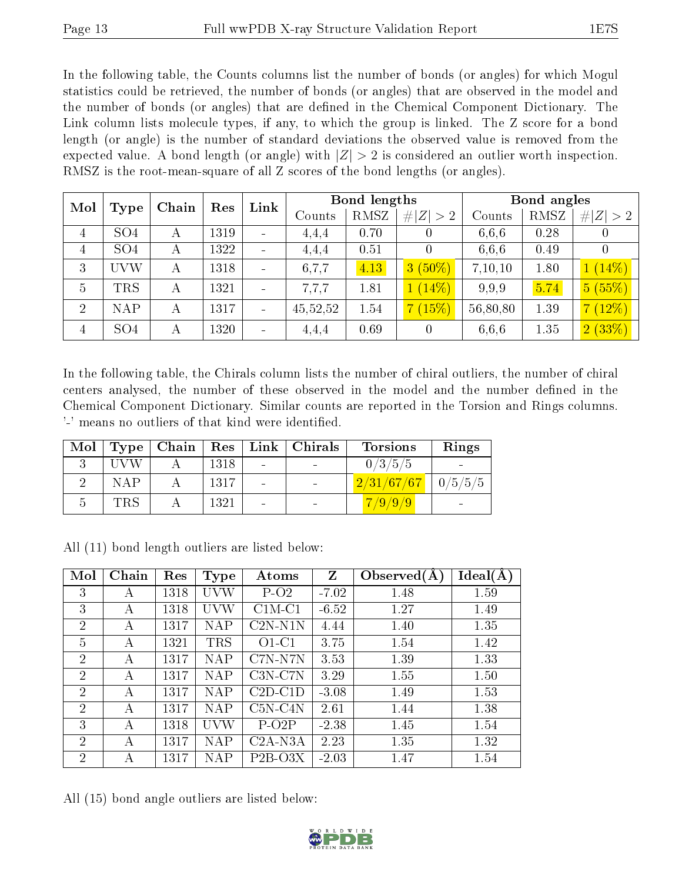In the following table, the Counts columns list the number of bonds (or angles) for which Mogul statistics could be retrieved, the number of bonds (or angles) that are observed in the model and the number of bonds (or angles) that are defined in the Chemical Component Dictionary. The Link column lists molecule types, if any, to which the group is linked. The Z score for a bond length (or angle) is the number of standard deviations the observed value is removed from the expected value. A bond length (or angle) with $|Z| > 2$ is considered an outlier worth inspection. RMSZ is the root-mean-square of all Z scores of the bond lengths (or angles).

| Mol | Type | Chain | Res | Link | Bond lengths | | | Bond angles | | |
|---|---|---|---|---|---|---|---|---|---|---|
| | | | | | Counts | RMSZ | #\|Z\| > 2 | Counts | RMSZ | #\|Z\| > 2 |
| 4 | SO4 | A | 1319 | - | 4,4,4 | 0.70 | 0 | 6,6,6 | 0.28 | 0 |
| 4 | SO4 | A | 1322 | - | 4,4,4 | 0.51 | 0 | 6,6,6 | 0.49 | 0 |
| 3 | UVW | A | 1318 | - | 6,7,7 | 4.13 | 3 (50%) | 7,10,10 | 1.80 | 1 (14%) |
| 5 | TRS | A | 1321 | - | 7,7,7 | 1.81 | 1 (14%) | 9,9,9 | 5.74 | 5 (55%) |
| 2 | NAP | A | 1317 | - | 45,52,52 | 1.54 | 7 (15%) | 56,80,80 | 1.39 | 7 (12%) |
| 4 | SO4 | A | 1320 | - | 4,4,4 | 0.69 | 0 | 6,6,6 | 1.35 | 2 (33%) |

In the following table, the Chirals column lists the number of chiral outliers, the number of chiral centers analysed, the number of these observed in the model and the number defined in the Chemical Component Dictionary. Similar counts are reported in the Torsion and Rings columns. '-' means no outliers of that kind were identified.

| Mol | Type | Chain | Res | Link | Chirals | Torsions | Rings |
|---|---|---|---|---|---|---|---|
| 3 | UVW | A | 1318 | - | - | 0/3/5/5 | - |
| 2 | NAP | A | 1317 | - | - | 2/31/67/67 | 0/5/5/5 |
| 5 | TRS | A | 1321 | - | - | 7/9/9/9 | - |

All (11) bond length outliers are listed below:

| Mol | Chain | Res | Type | Atoms | Z | Observed(Å) | Ideal(Å) |
|---|---|---|---|---|---|---|---|
| 3 | A | 1318 | UVW | P-O2 | -7.02 | 1.48 | 1.59 |
| 3 | A | 1318 | UVW | C1M-C1 | -6.52 | 1.27 | 1.49 |
| 2 | A | 1317 | NAP | C2N-N1N | 4.44 | 1.40 | 1.35 |
| 5 | A | 1321 | TRS | O1-C1 | 3.75 | 1.54 | 1.42 |
| 2 | A | 1317 | NAP | C7N-N7N | 3.53 | 1.39 | 1.33 |
| 2 | A | 1317 | NAP | C3N-C7N | 3.29 | 1.55 | 1.50 |
| 2 | A | 1317 | NAP | C2D-C1D | -3.08 | 1.49 | 1.53 |
| 2 | A | 1317 | NAP | C5N-C4N | 2.61 | 1.44 | 1.38 |
| 3 | A | 1318 | UVW | P-O2P | -2.38 | 1.45 | 1.54 |
| 2 | A | 1317 | NAP | C2A-N3A | 2.23 | 1.35 | 1.32 |
| 2 | A | 1317 | NAP | P2B-O3X | -2.03 | 1.47 | 1.54 |

All (15) bond angle outliers are listed below: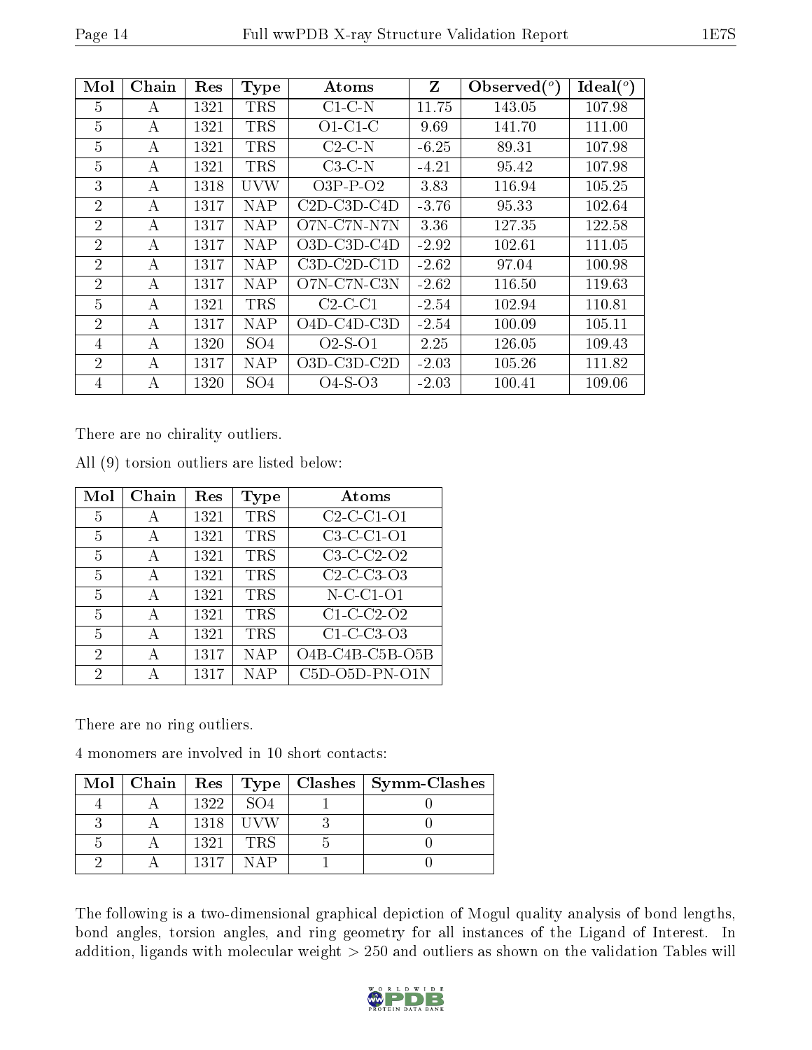| Mol | Chain | Res | Type | Atoms | Z | Observed(°) | Ideal(°) |
|---|---|---|---|---|---|---|---|
| 5 | A | 1321 | TRS | C1-C-N | 11.75 | 143.05 | 107.98 |
| 5 | A | 1321 | TRS | O1-C1-C | 9.69 | 141.70 | 111.00 |
| 5 | A | 1321 | TRS | C2-C-N | -6.25 | 89.31 | 107.98 |
| 5 | A | 1321 | TRS | C3-C-N | -4.21 | 95.42 | 107.98 |
| 3 | A | 1318 | UVW | O3P-P-O2 | 3.83 | 116.94 | 105.25 |
| 2 | A | 1317 | NAP | C2D-C3D-C4D | -3.76 | 95.33 | 102.64 |
| 2 | A | 1317 | NAP | O7N-C7N-N7N | 3.36 | 127.35 | 122.58 |
| 2 | A | 1317 | NAP | O3D-C3D-C4D | -2.92 | 102.61 | 111.05 |
| 2 | A | 1317 | NAP | C3D-C2D-C1D | -2.62 | 97.04 | 100.98 |
| 2 | A | 1317 | NAP | O7N-C7N-C3N | -2.62 | 116.50 | 119.63 |
| 5 | A | 1321 | TRS | C2-C-C1 | -2.54 | 102.94 | 110.81 |
| 2 | A | 1317 | NAP | O4D-C4D-C3D | -2.54 | 100.09 | 105.11 |
| 4 | A | 1320 | SO4 | O2-S-O1 | 2.25 | 126.05 | 109.43 |
| 2 | A | 1317 | NAP | O3D-C3D-C2D | -2.03 | 105.26 | 111.82 |
| 4 | A | 1320 | SO4 | O4-S-O3 | -2.03 | 100.41 | 109.06 |

There are no chirality outliers.

All (9) torsion outliers are listed below:

| Mol | Chain | Res | Type | Atoms |
|---|---|---|---|---|
| 5 | A | 1321 | TRS | C2-C-C1-O1 |
| 5 | A | 1321 | TRS | C3-C-C1-O1 |
| 5 | A | 1321 | TRS | C3-C-C2-O2 |
| 5 | A | 1321 | TRS | C2-C-C3-O3 |
| 5 | A | 1321 | TRS | N-C-C1-O1 |
| 5 | A | 1321 | TRS | C1-C-C2-O2 |
| 5 | A | 1321 | TRS | C1-C-C3-O3 |
| 2 | A | 1317 | NAP | O4B-C4B-C5B-O5B |
| 2 | A | 1317 | NAP | C5D-O5D-PN-O1N |

There are no ring outliers.

4 monomers are involved in 10 short contacts:

| Mol | Chain | Res | Type | Clashes | Symm-Clashes |
|---|---|---|---|---|---|
| 4 | A | 1322 | SO4 | 1 | 0 |
| 3 | A | 1318 | UVW | 3 | 0 |
| 5 | A | 1321 | TRS | 5 | 0 |
| 2 | A | 1317 | NAP | 1 | 0 |

The following is a two-dimensional graphical depiction of Mogul quality analysis of bond lengths, bond angles, torsion angles, and ring geometry for all instances of the Ligand of Interest. In addition, ligands with molecular weight > 250 and outliers as shown on the validation Tables will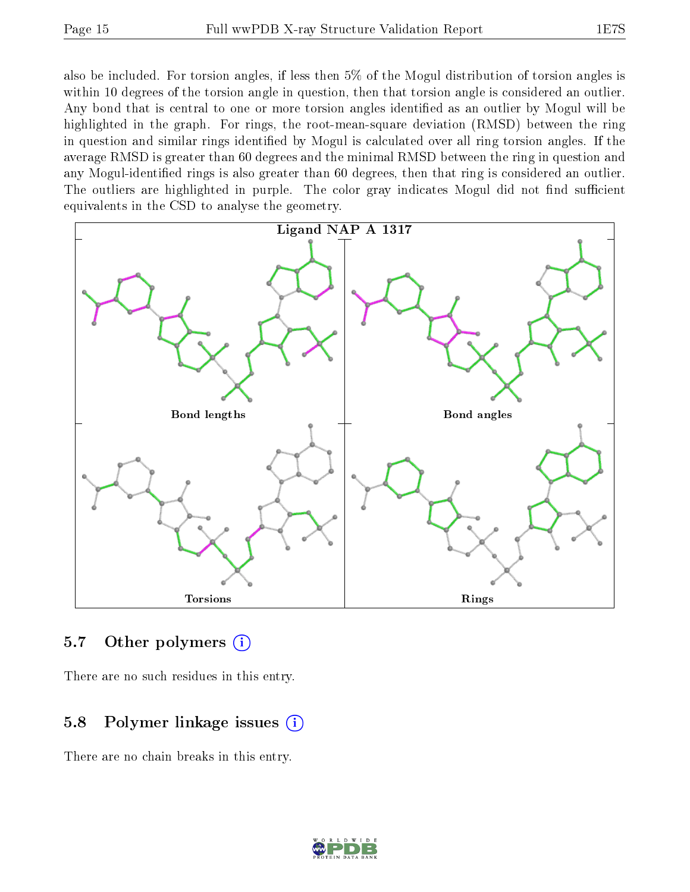also be included. For torsion angles, if less then 5% of the Mogul distribution of torsion angles is within 10 degrees of the torsion angle in question, then that torsion angle is considered an outlier. Any bond that is central to one or more torsion angles identified as an outlier by Mogul will be highlighted in the graph. For rings, the root-mean-square deviation (RMSD) between the ring in question and similar rings identified by Mogul is calculated over all ring torsion angles. If the average RMSD is greater than 60 degrees and the minimal RMSD between the ring in question and any Mogul-identified rings is also greater than 60 degrees, then that ring is considered an outlier. The outliers are highlighted in purple. The color gray indicates Mogul did not find sufficient equivalents in the CSD to analyse the geometry.

Ligand NAP A 1317

Bond lengths

Bond angles

Torsions

Rings

### 5.7 Other polymers

There are no such residues in this entry.

### 5.8 Polymer linkage issues

There are no chain breaks in this entry.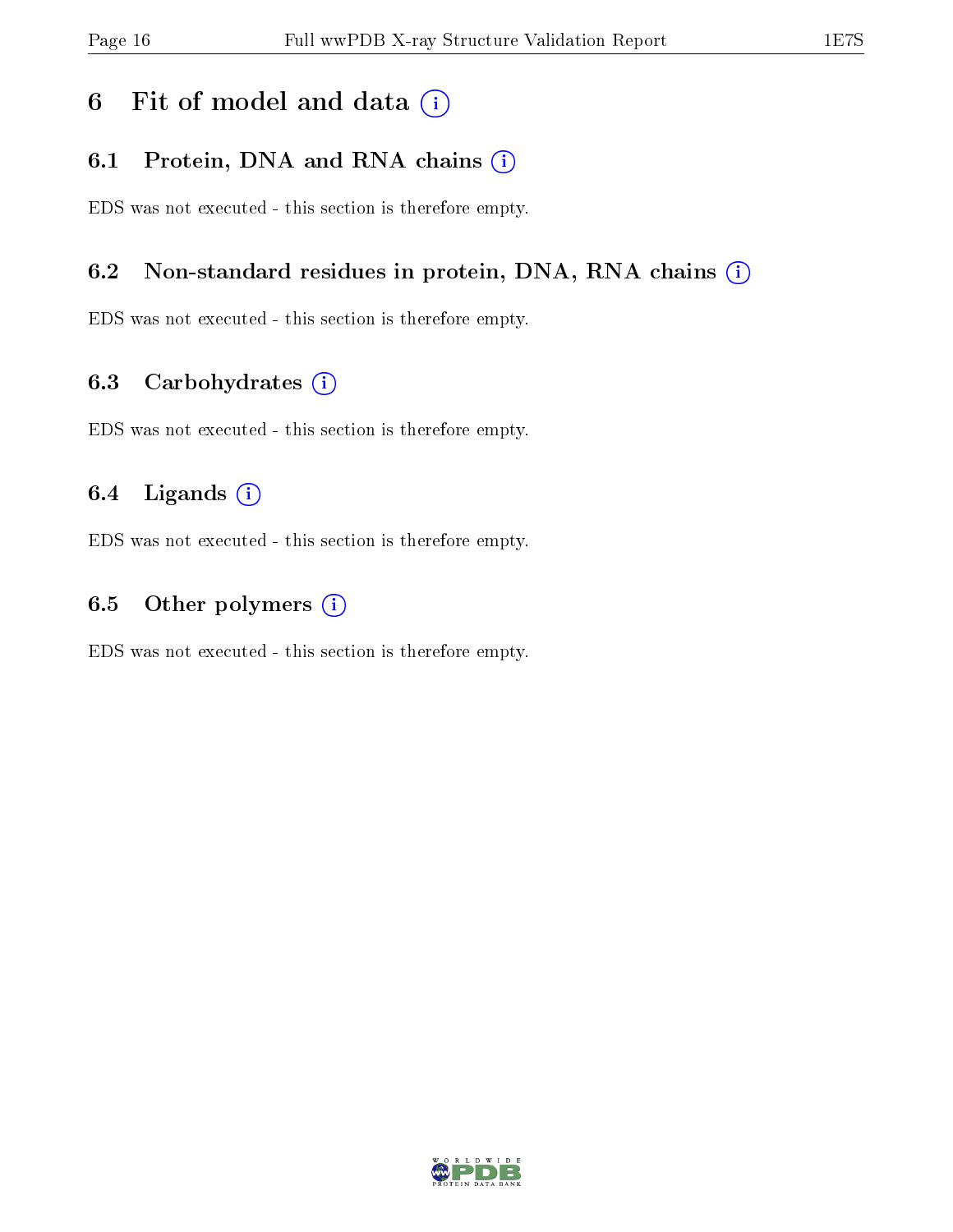# 6 Fit of model and data

## 6.1 Protein, DNA and RNA chains

EDS was not executed - this section is therefore empty.

## 6.2 Non-standard residues in protein, DNA, RNA chains

EDS was not executed - this section is therefore empty.

## 6.3 Carbohydrates

EDS was not executed - this section is therefore empty.

## 6.4 Ligands

EDS was not executed - this section is therefore empty.

## 6.5 Other polymers

EDS was not executed - this section is therefore empty.